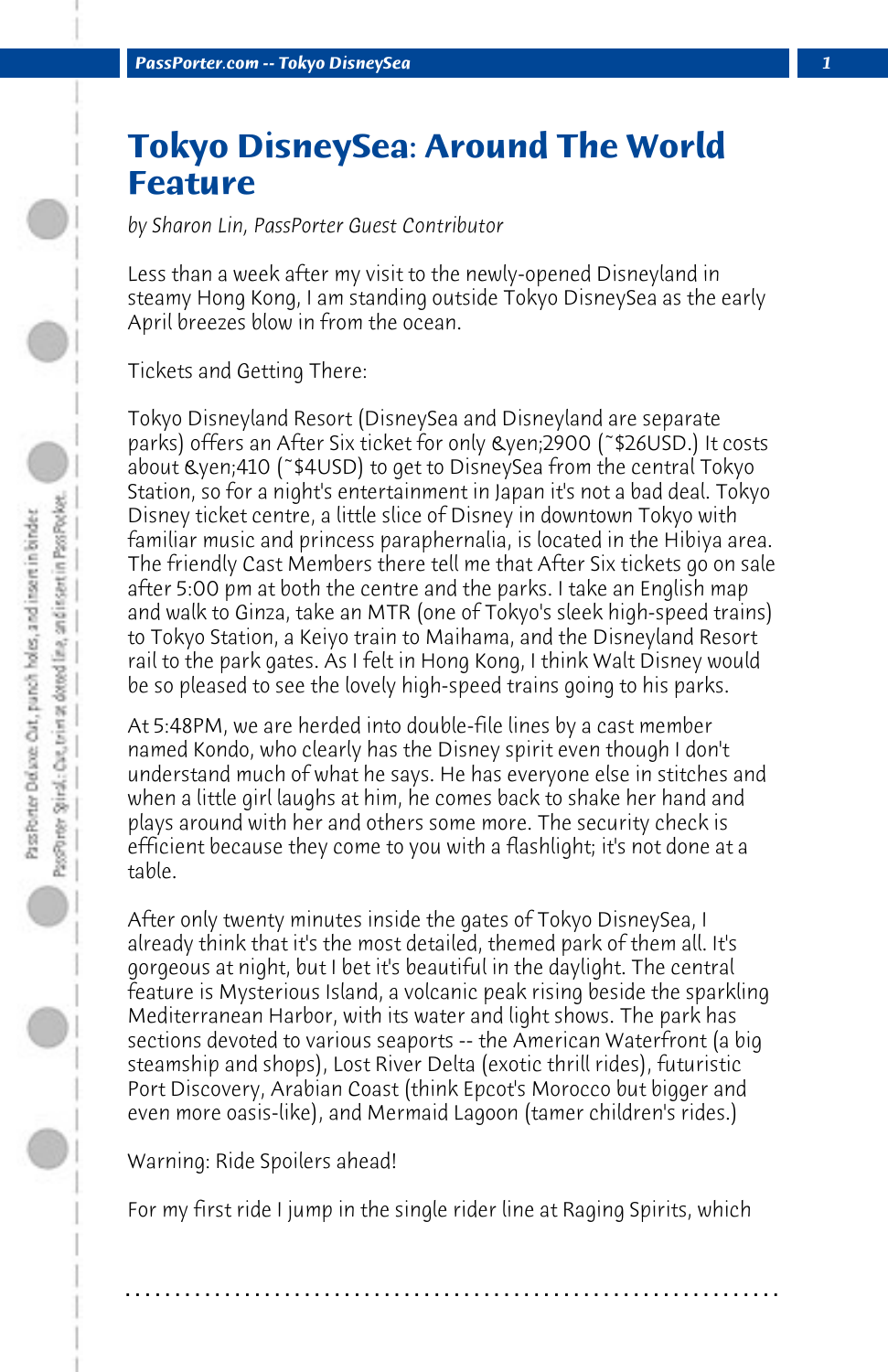# Tokyo DisneySea: Around The World Feature

*by Sharon Lin, PassPorter Guest Contributor*

Less than a week after my visit to the newly-opened Disneyland in steamy Hong Kong, I am standing outside Tokyo DisneySea as the early April breezes blow in from the ocean.

Tickets and Getting There:

Tokyo Disneyland Resort (DisneySea and Disneyland are separate parks) offers an After Six ticket for only &yen;2900 (~$26USD.) It costs about &yen;410 (~$4USD) to get to DisneySea from the central Tokyo Station, so for a night's entertainment in Japan it's not a bad deal. Tokyo Disney ticket centre, a little slice of Disney in downtown Tokyo with familiar music and princess paraphernalia, is located in the Hibiya area. The friendly Cast Members there tell me that After Six tickets go on sale after 5:00 pm at both the centre and the parks. I take an English map and walk to Ginza, take an MTR (one of Tokyo's sleek high-speed trains) to Tokyo Station, a Keiyo train to Maihama, and the Disneyland Resort rail to the park gates. As I felt in Hong Kong, I think Walt Disney would be so pleased to see the lovely high-speed trains going to his parks.

At 5:48PM, we are herded into double-file lines by a cast member named Kondo, who clearly has the Disney spirit even though I don't understand much of what he says. He has everyone else in stitches and when a little girl laughs at him, he comes back to shake her hand and plays around with her and others some more. The security check is efficient because they come to you with a flashlight; it's not done at a table.

After only twenty minutes inside the gates of Tokyo DisneySea, I already think that it's the most detailed, themed park of them all. It's gorgeous at night, but I bet it's beautiful in the daylight. The central feature is Mysterious Island, a volcanic peak rising beside the sparkling Mediterranean Harbor, with its water and light shows. The park has sections devoted to various seaports -- the American Waterfront (a big steamship and shops), Lost River Delta (exotic thrill rides), futuristic Port Discovery, Arabian Coast (think Epcot's Morocco but bigger and even more oasis-like), and Mermaid Lagoon (tamer children's rides.)

Warning: Ride Spoilers ahead!

For my first ride I jump in the single rider line at Raging Spirits, which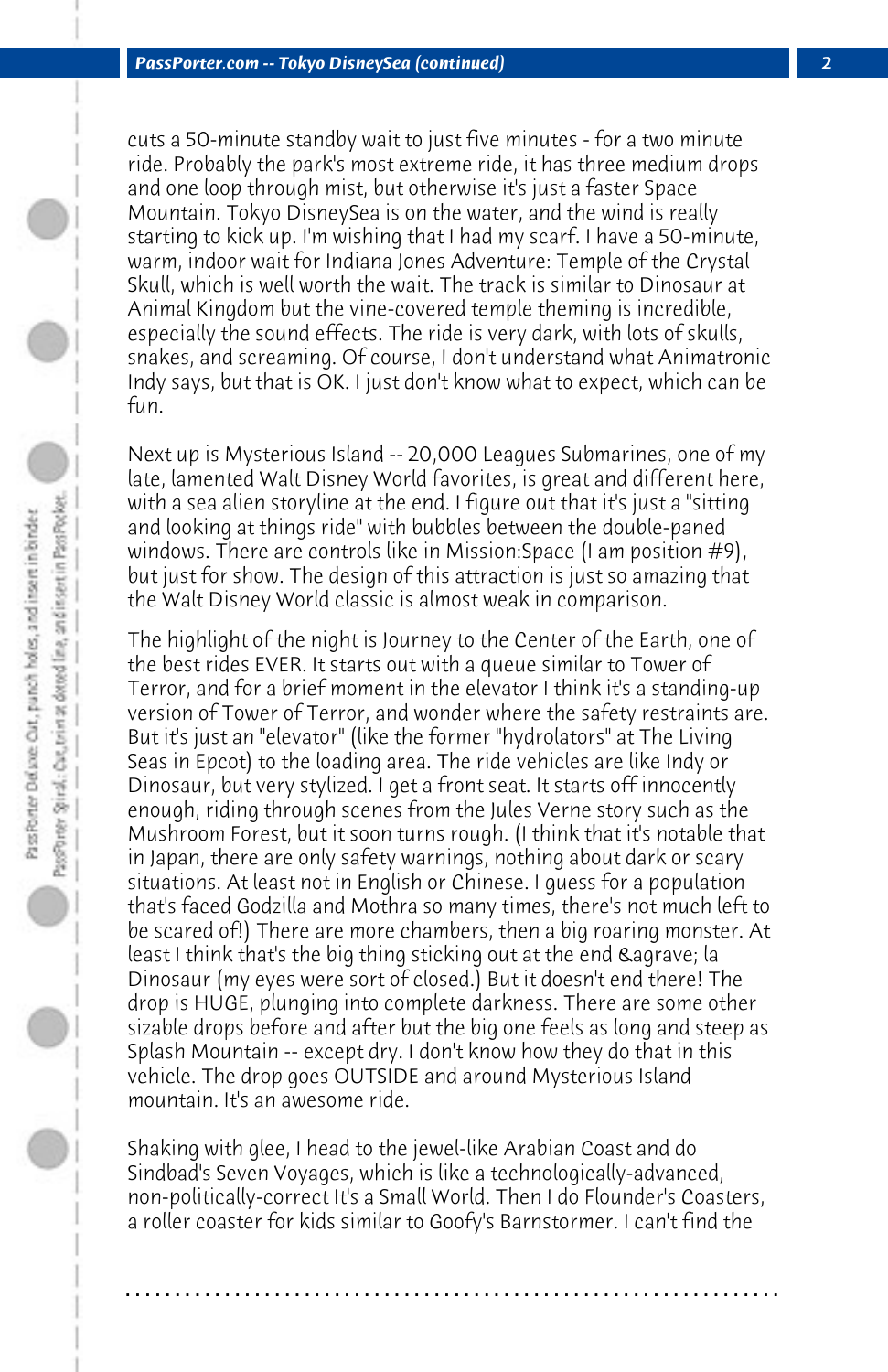cuts a 50-minute standby wait to just five minutes - for a two minute ride. Probably the park's most extreme ride, it has three medium drops and one loop through mist, but otherwise it's just a faster Space Mountain. Tokyo DisneySea is on the water, and the wind is really starting to kick up. I'm wishing that I had my scarf. I have a 50-minute, warm, indoor wait for Indiana Jones Adventure: Temple of the Crystal Skull, which is well worth the wait. The track is similar to Dinosaur at Animal Kingdom but the vine-covered temple theming is incredible, especially the sound effects. The ride is very dark, with lots of skulls, snakes, and screaming. Of course, I don't understand what Animatronic Indy says, but that is OK. I just don't know what to expect, which can be fun.

Next up is Mysterious Island -- 20,000 Leagues Submarines, one of my late, lamented Walt Disney World favorites, is great and different here, with a sea alien storyline at the end. I figure out that it's just a "sitting and looking at things ride" with bubbles between the double-paned windows. There are controls like in Mission:Space (I am position #9), but just for show. The design of this attraction is just so amazing that the Walt Disney World classic is almost weak in comparison.

The highlight of the night is Journey to the Center of the Earth, one of the best rides EVER. It starts out with a queue similar to Tower of Terror, and for a brief moment in the elevator I think it's a standing-up version of Tower of Terror, and wonder where the safety restraints are. But it's just an "elevator" (like the former "hydrolators" at The Living Seas in Epcot) to the loading area. The ride vehicles are like Indy or Dinosaur, but very stylized. I get a front seat. It starts off innocently enough, riding through scenes from the Jules Verne story such as the Mushroom Forest, but it soon turns rough. (I think that it's notable that in Japan, there are only safety warnings, nothing about dark or scary situations. At least not in English or Chinese. I guess for a population that's faced Godzilla and Mothra so many times, there's not much left to be scared of!) There are more chambers, then a big roaring monster. At least I think that's the big thing sticking out at the end &agrave; la Dinosaur (my eyes were sort of closed.) But it doesn't end there! The drop is HUGE, plunging into complete darkness. There are some other sizable drops before and after but the big one feels as long and steep as Splash Mountain -- except dry. I don't know how they do that in this vehicle. The drop goes OUTSIDE and around Mysterious Island mountain. It's an awesome ride.

Shaking with glee, I head to the jewel-like Arabian Coast and do Sindbad's Seven Voyages, which is like a technologically-advanced, non-politically-correct It's a Small World. Then I do Flounder's Coasters, a roller coaster for kids similar to Goofy's Barnstormer. I can't find the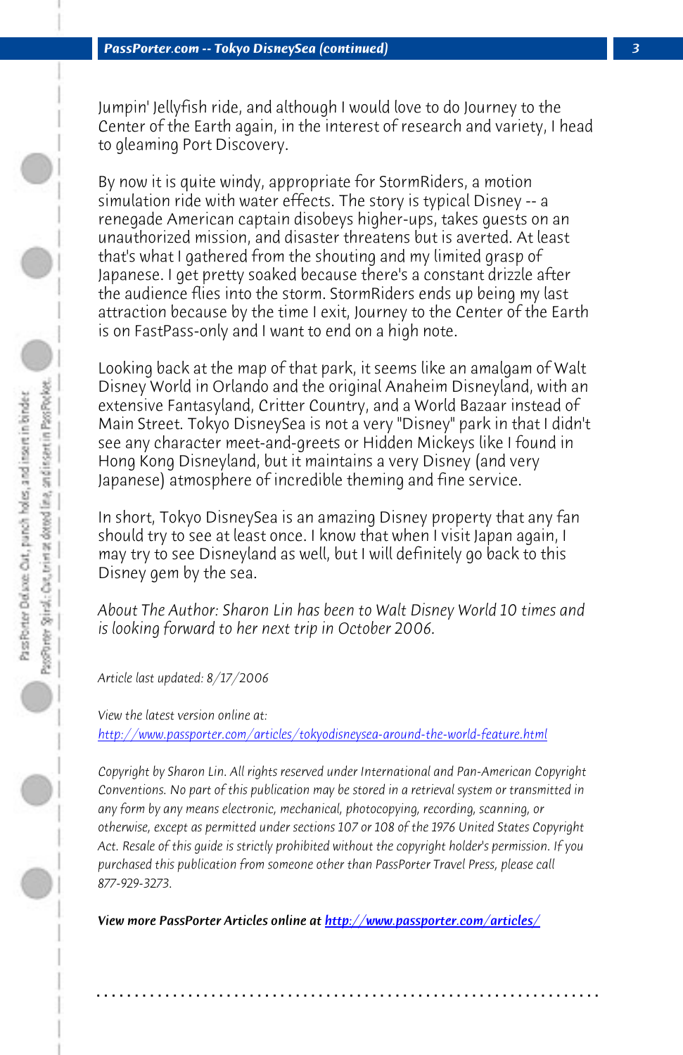Jumpin' Jellyfish ride, and although I would love to do Journey to the Center of the Earth again, in the interest of research and variety, I head to gleaming Port Discovery.

By now it is quite windy, appropriate for StormRiders, a motion simulation ride with water effects. The story is typical Disney -- a renegade American captain disobeys higher-ups, takes guests on an unauthorized mission, and disaster threatens but is averted. At least that's what I gathered from the shouting and my limited grasp of Japanese. I get pretty soaked because there's a constant drizzle after the audience flies into the storm. StormRiders ends up being my last attraction because by the time I exit, Journey to the Center of the Earth is on FastPass-only and I want to end on a high note.

Looking back at the map of that park, it seems like an amalgam of Walt Disney World in Orlando and the original Anaheim Disneyland, with an extensive Fantasyland, Critter Country, and a World Bazaar instead of Main Street. Tokyo DisneySea is not a very "Disney" park in that I didn't see any character meet-and-greets or Hidden Mickeys like I found in Hong Kong Disneyland, but it maintains a very Disney (and very Japanese) atmosphere of incredible theming and fine service.

In short, Tokyo DisneySea is an amazing Disney property that any fan should try to see at least once. I know that when I visit Japan again, I may try to see Disneyland as well, but I will definitely go back to this Disney gem by the sea.

*About The Author: Sharon Lin has been to Walt Disney World 10 times and is looking forward to her next trip in October 2006.*

*Article last updated: 8/17/2006*

*View the latest version online at:*
*http://www.passporter.com/articles/tokyodisneysea-around-the-world-feature.html*

*Copyright by Sharon Lin. All rights reserved under International and Pan-American Copyright Conventions. No part of this publication may be stored in a retrieval system or transmitted in any form by any means electronic, mechanical, photocopying, recording, scanning, or otherwise, except as permitted under sections 107 or 108 of the 1976 United States Copyright Act. Resale of this guide is strictly prohibited without the copyright holder's permission. If you purchased this publication from someone other than PassPorter Travel Press, please call 877-929-3273.*

***View more PassPorter Articles online at http://www.passporter.com/articles/***